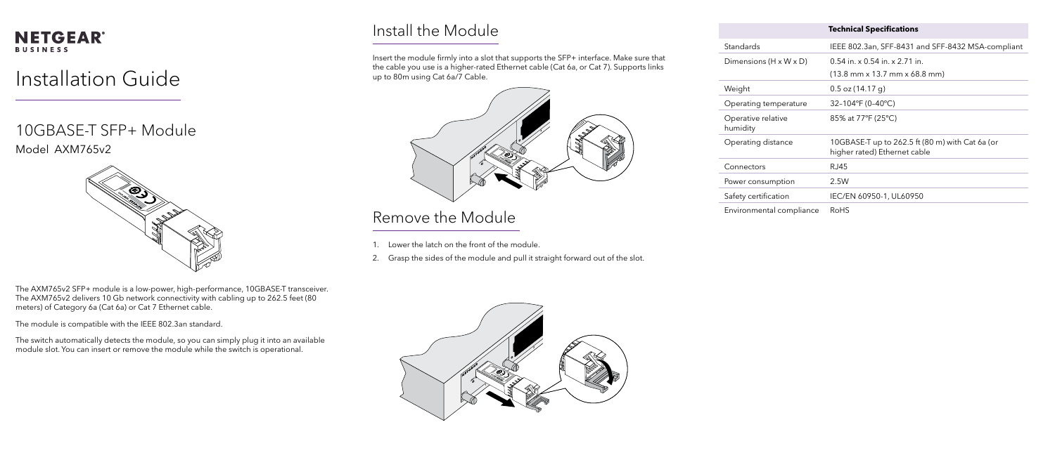NETGEAR BUSINESS

# Installation Guide

## 10GBASE-T SFP+ Module

Model AXM765v2

The AXM765v2 SFP+ module is a low-power, high-performance, 10GBASE-T transceiver. The AXM765v2 delivers 10 Gb network connectivity with cabling up to 262.5 feet (80 meters) of Category 6a (Cat 6a) or Cat 7 Ethernet cable.

The module is compatible with the IEEE 802.3an standard.

The switch automatically detects the module, so you can simply plug it into an available module slot. You can insert or remove the module while the switch is operational.

## Install the Module

Insert the module firmly into a slot that supports the SFP+ interface. Make sure that the cable you use is a higher-rated Ethernet cable (Cat 6a, or Cat 7). Supports links up to 80m using Cat 6a/7 Cable.

## Remove the Module

1. Lower the latch on the front of the module.
2. Grasp the sides of the module and pull it straight forward out of the slot.

| Technical Specifications | |
|---|---|
| Standards | IEEE 802.3an, SFF-8431 and SFF-8432 MSA-compliant |
| Dimensions (H x W x D) | 0.54 in. x 0.54 in. x 2.71 in. (13.8 mm x 13.7 mm x 68.8 mm) |
| Weight | 0.5 oz (14.17 g) |
| Operating temperature | 32–104°F (0–40°C) |
| Operative relative humidity | 85% at 77°F (25°C) |
| Operating distance | 10GBASE-T up to 262.5 ft (80 m) with Cat 6a (or higher rated) Ethernet cable |
| Connectors | RJ45 |
| Power consumption | 2.5W |
| Safety certification | IEC/EN 60950-1, UL60950 |
| Environmental compliance | RoHS |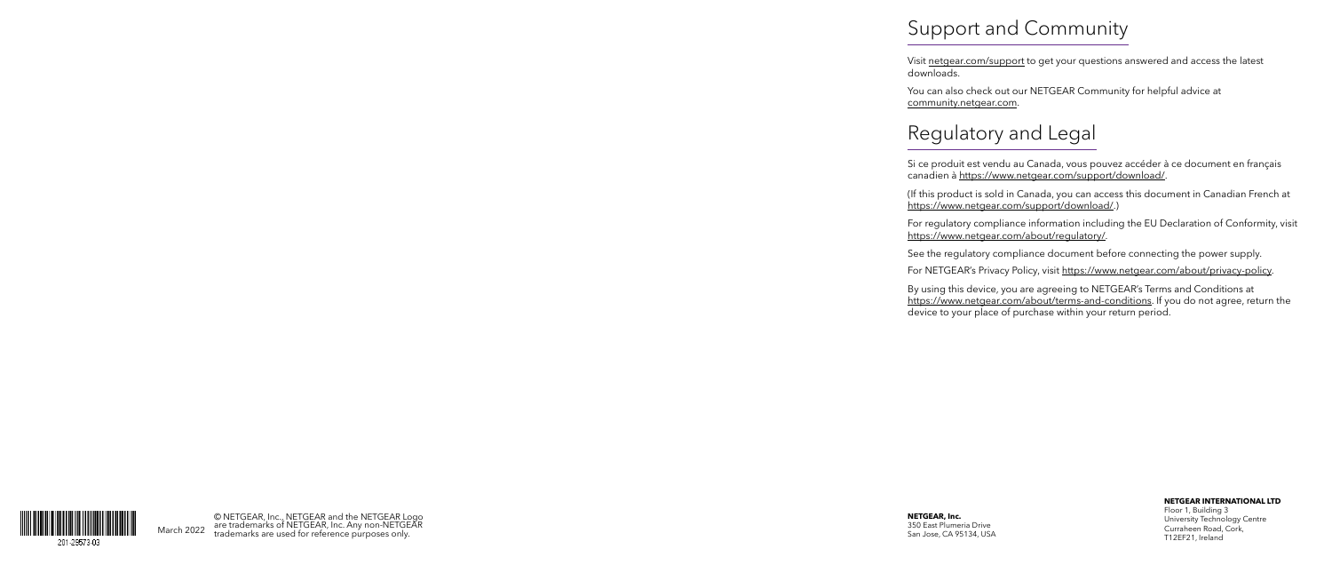## Support and Community

Visit netgear.com/support to get your questions answered and access the latest downloads.

You can also check out our NETGEAR Community for helpful advice at community.netgear.com.

## Regulatory and Legal

Si ce produit est vendu au Canada, vous pouvez accéder à ce document en français canadien à https://www.netgear.com/support/download/.

(If this product is sold in Canada, you can access this document in Canadian French at https://www.netgear.com/support/download/.)

For regulatory compliance information including the EU Declaration of Conformity, visit https://www.netgear.com/about/regulatory/.

See the regulatory compliance document before connecting the power supply.

For NETGEAR's Privacy Policy, visit https://www.netgear.com/about/privacy-policy.

By using this device, you are agreeing to NETGEAR's Terms and Conditions at https://www.netgear.com/about/terms-and-conditions. If you do not agree, return the device to your place of purchase within your return period.

201-29573-03

March 2022

© NETGEAR, Inc., NETGEAR and the NETGEAR Logo are trademarks of NETGEAR, Inc. Any non-NETGEAR trademarks are used for reference purposes only.

**NETGEAR, Inc.**
350 East Plumeria Drive
San Jose, CA 95134, USA

**NETGEAR INTERNATIONAL LTD**
Floor 1, Building 3
University Technology Centre
Curraheen Road, Cork,
T12EF21, Ireland